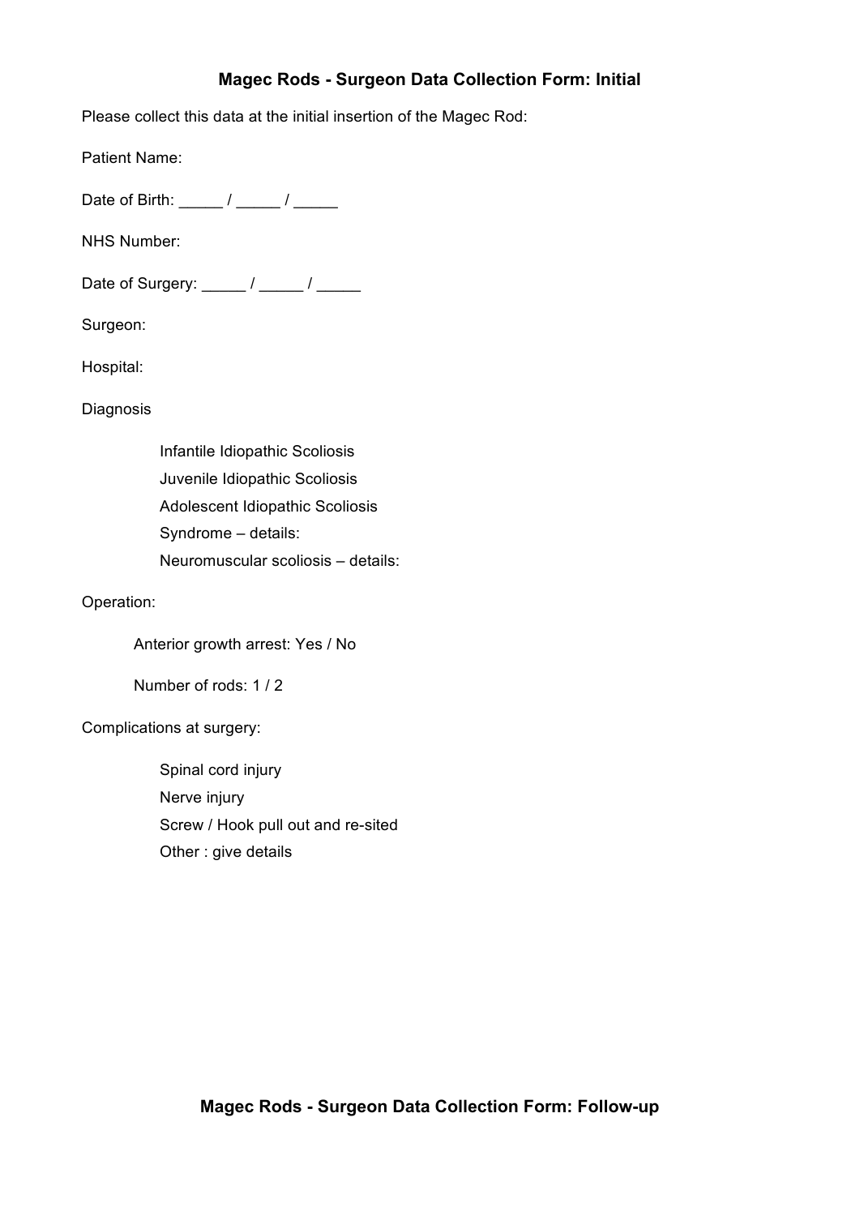## Magec Rods - Surgeon Data Collection Form: Initial

Please collect this data at the initial insertion of the Magec Rod:

Patient Name:

Date of Birth: _____ / _____ / _____

NHS Number:

Date of Surgery: _____ / _____ / _____

Surgeon:

Hospital:

Diagnosis

- Infantile Idiopathic Scoliosis
- Juvenile Idiopathic Scoliosis
- Adolescent Idiopathic Scoliosis
- Syndrome – details:
- Neuromuscular scoliosis – details:

Operation:

Anterior growth arrest: Yes / No

Number of rods: 1 / 2

Complications at surgery:

- Spinal cord injury
- Nerve injury
- Screw / Hook pull out and re-sited
- Other : give details

## Magec Rods - Surgeon Data Collection Form: Follow-up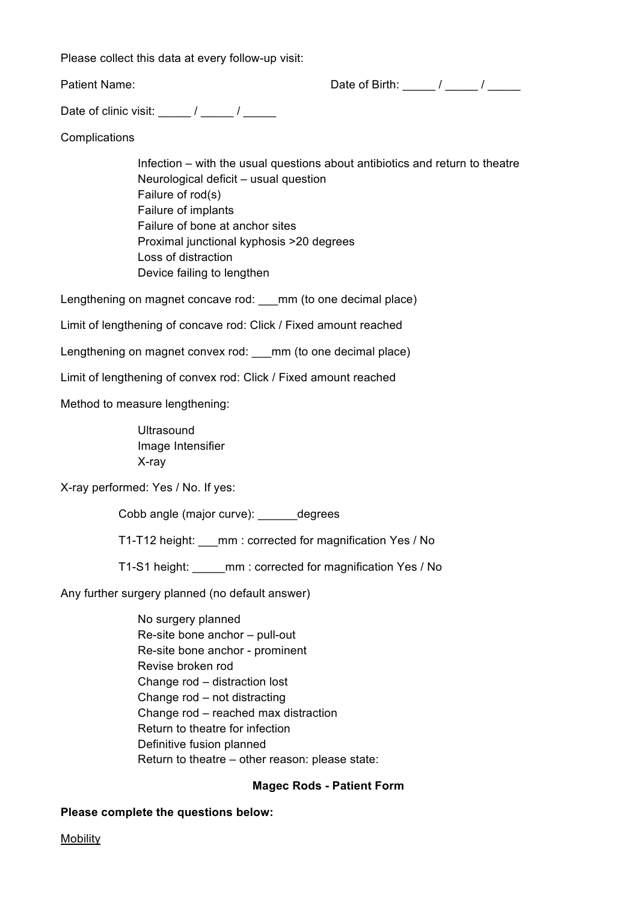Please collect this data at every follow-up visit:

Patient Name: Date of Birth: _____ / _____ / _____

Date of clinic visit: _____ / _____ / _____

Complications

- Infection – with the usual questions about antibiotics and return to theatre
- Neurological deficit – usual question
- Failure of rod(s)
- Failure of implants
- Failure of bone at anchor sites
- Proximal junctional kyphosis >20 degrees
- Loss of distraction
- Device failing to lengthen

Lengthening on magnet concave rod: ___mm (to one decimal place)

Limit of lengthening of concave rod: Click / Fixed amount reached

Lengthening on magnet convex rod: ___mm (to one decimal place)

Limit of lengthening of convex rod: Click / Fixed amount reached

Method to measure lengthening:

- Ultrasound
- Image Intensifier
- X-ray

X-ray performed: Yes / No. If yes:

Cobb angle (major curve): ______degrees

T1-T12 height: ___mm : corrected for magnification Yes / No

T1-S1 height: _____mm : corrected for magnification Yes / No

Any further surgery planned (no default answer)

- No surgery planned
- Re-site bone anchor – pull-out
- Re-site bone anchor - prominent
- Revise broken rod
- Change rod – distraction lost
- Change rod – not distracting
- Change rod – reached max distraction
- Return to theatre for infection
- Definitive fusion planned
- Return to theatre – other reason: please state:

## Magec Rods - Patient Form

**Please complete the questions below:**

Mobility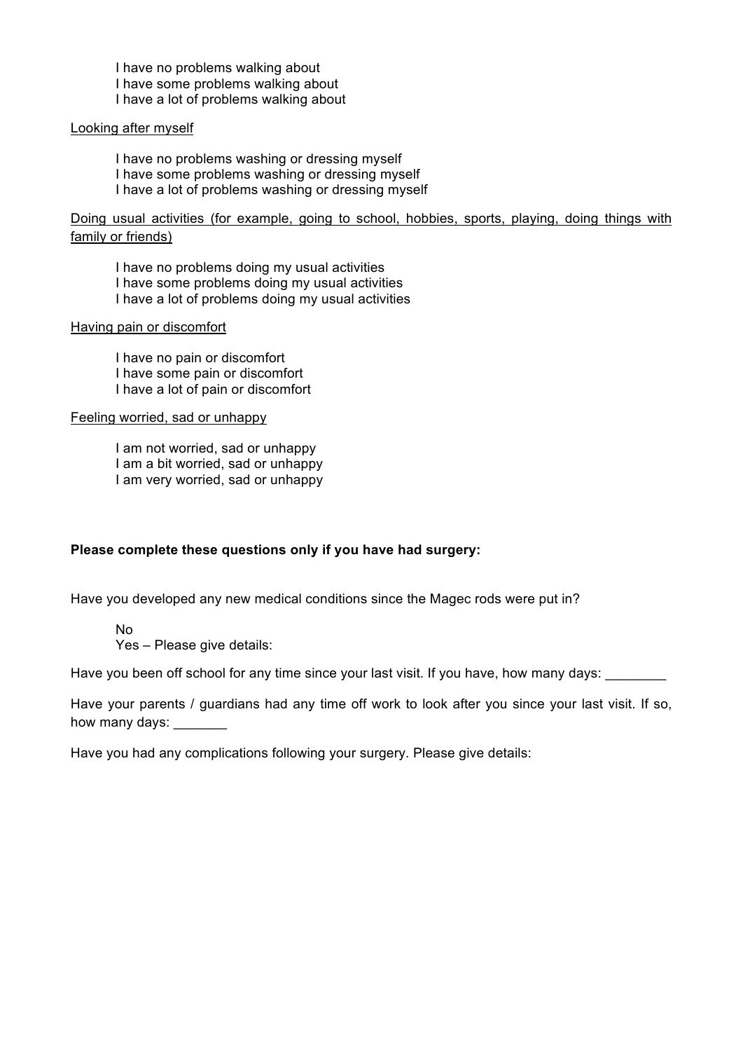I have no problems walking about
I have some problems walking about
I have a lot of problems walking about

Looking after myself

I have no problems washing or dressing myself
I have some problems washing or dressing myself
I have a lot of problems washing or dressing myself

Doing usual activities (for example, going to school, hobbies, sports, playing, doing things with family or friends)

I have no problems doing my usual activities
I have some problems doing my usual activities
I have a lot of problems doing my usual activities

Having pain or discomfort

I have no pain or discomfort
I have some pain or discomfort
I have a lot of pain or discomfort

Feeling worried, sad or unhappy

I am not worried, sad or unhappy
I am a bit worried, sad or unhappy
I am very worried, sad or unhappy

**Please complete these questions only if you have had surgery:**

Have you developed any new medical conditions since the Magec rods were put in?

No
Yes – Please give details:

Have you been off school for any time since your last visit. If you have, how many days: ________

Have your parents / guardians had any time off work to look after you since your last visit. If so, how many days: _______

Have you had any complications following your surgery. Please give details: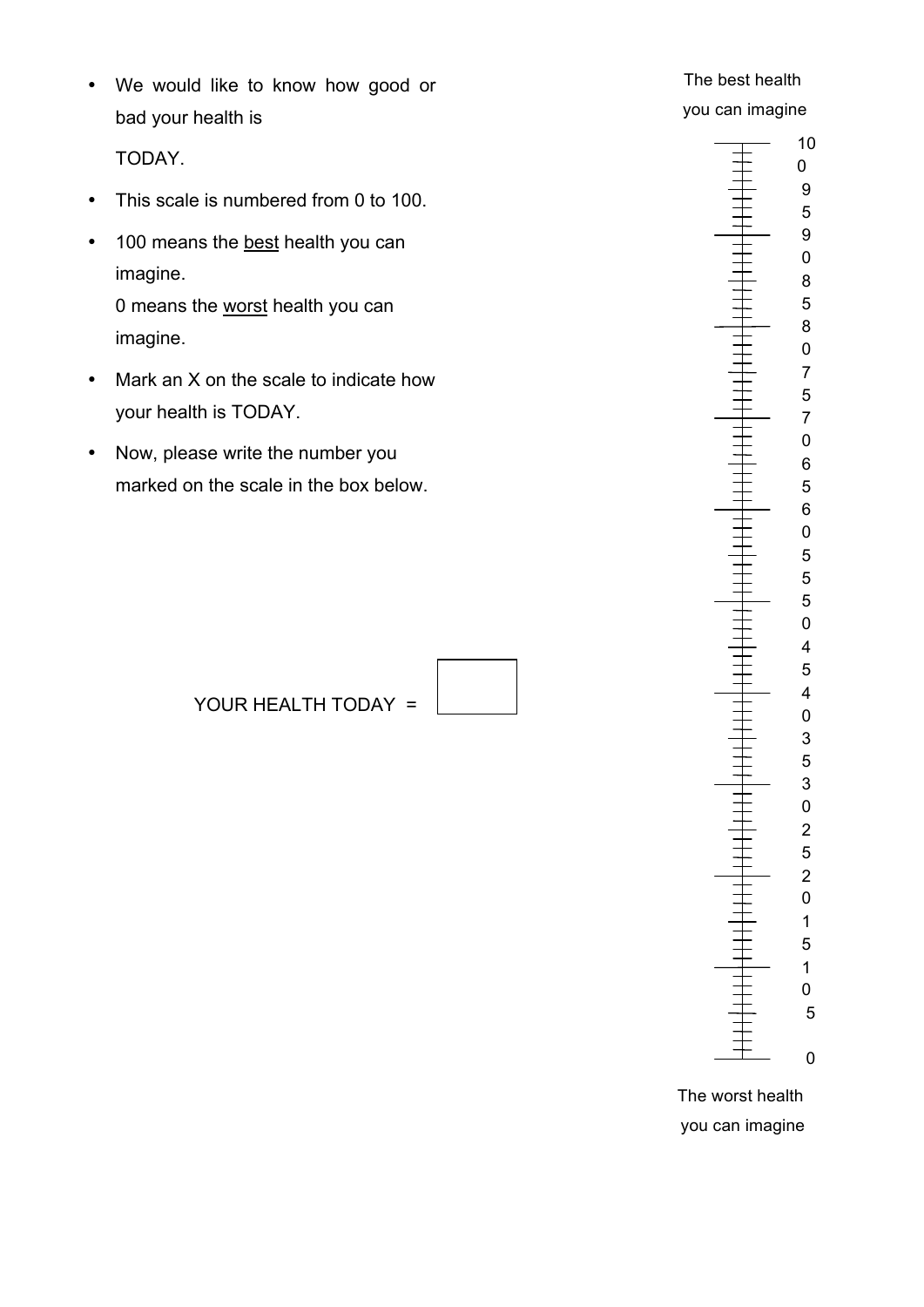- We would like to know how good or bad your health is

  TODAY.

- This scale is numbered from 0 to 100.
- 100 means the best health you can imagine.

  0 means the worst health you can imagine.

- Mark an X on the scale to indicate how your health is TODAY.
- Now, please write the number you marked on the scale in the box below.

YOUR HEALTH TODAY = ☐

The best health you can imagine

100
95
90
85
80
75
70
65
60
55
50
45
40
35
30
25
20
15
10
5
0

The worst health you can imagine